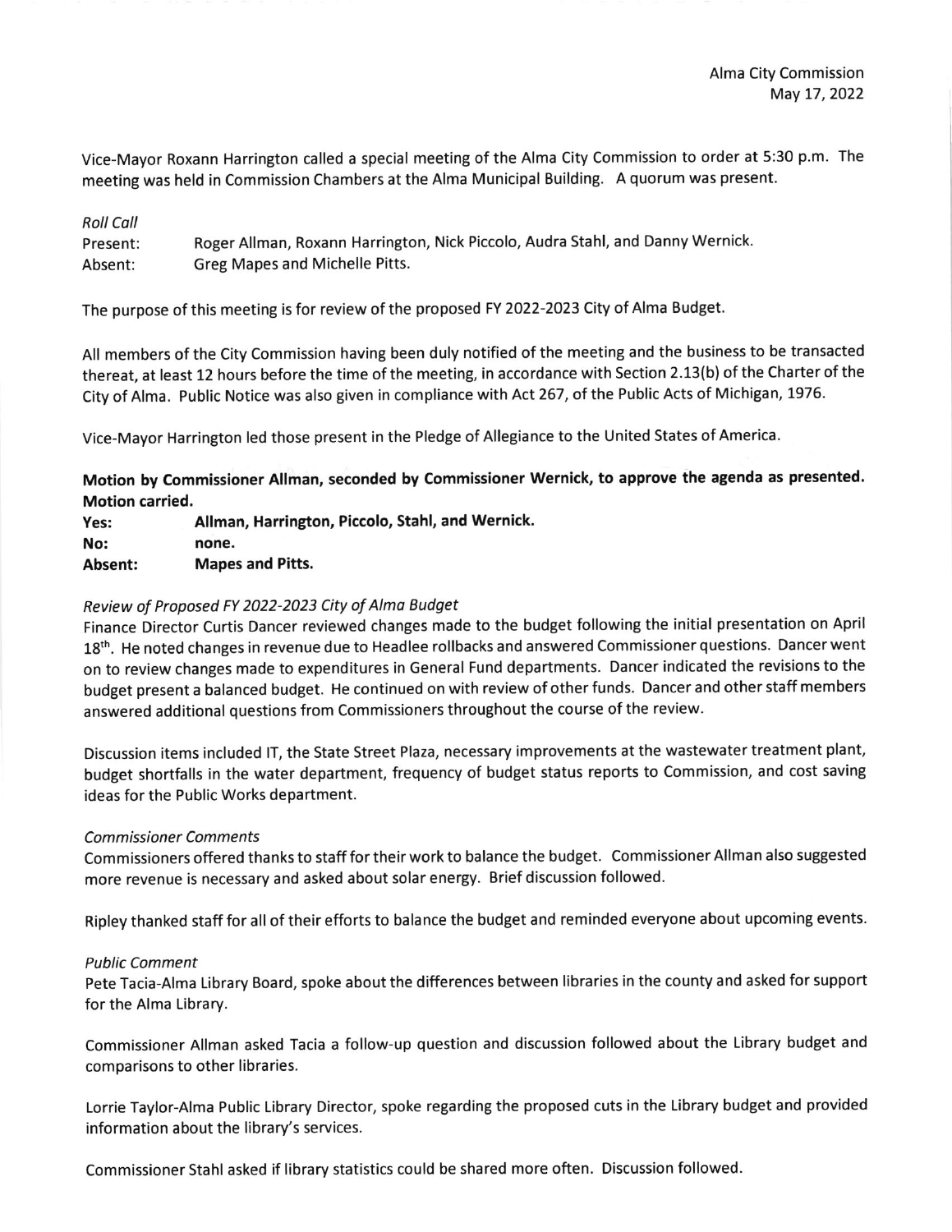Alma City Commission
May 17, 2022

Vice-Mayor Roxann Harrington called a special meeting of the Alma City Commission to order at 5:30 p.m. The meeting was held in Commission Chambers at the Alma Municipal Building. A quorum was present.

*Roll Call*

Present: Roger Allman, Roxann Harrington, Nick Piccolo, Audra Stahl, and Danny Wernick.
Absent: Greg Mapes and Michelle Pitts.

The purpose of this meeting is for review of the proposed FY 2022-2023 City of Alma Budget.

All members of the City Commission having been duly notified of the meeting and the business to be transacted thereat, at least 12 hours before the time of the meeting, in accordance with Section 2.13(b) of the Charter of the City of Alma. Public Notice was also given in compliance with Act 267, of the Public Acts of Michigan, 1976.

Vice-Mayor Harrington led those present in the Pledge of Allegiance to the United States of America.

**Motion by Commissioner Allman, seconded by Commissioner Wernick, to approve the agenda as presented. Motion carried.**

**Yes: Allman, Harrington, Piccolo, Stahl, and Wernick.**
**No: none.**
**Absent: Mapes and Pitts.**

*Review of Proposed FY 2022-2023 City of Alma Budget*

Finance Director Curtis Dancer reviewed changes made to the budget following the initial presentation on April 18th. He noted changes in revenue due to Headlee rollbacks and answered Commissioner questions. Dancer went on to review changes made to expenditures in General Fund departments. Dancer indicated the revisions to the budget present a balanced budget. He continued on with review of other funds. Dancer and other staff members answered additional questions from Commissioners throughout the course of the review.

Discussion items included IT, the State Street Plaza, necessary improvements at the wastewater treatment plant, budget shortfalls in the water department, frequency of budget status reports to Commission, and cost saving ideas for the Public Works department.

*Commissioner Comments*

Commissioners offered thanks to staff for their work to balance the budget. Commissioner Allman also suggested more revenue is necessary and asked about solar energy. Brief discussion followed.

Ripley thanked staff for all of their efforts to balance the budget and reminded everyone about upcoming events.

*Public Comment*

Pete Tacia-Alma Library Board, spoke about the differences between libraries in the county and asked for support for the Alma Library.

Commissioner Allman asked Tacia a follow-up question and discussion followed about the Library budget and comparisons to other libraries.

Lorrie Taylor-Alma Public Library Director, spoke regarding the proposed cuts in the Library budget and provided information about the library's services.

Commissioner Stahl asked if library statistics could be shared more often. Discussion followed.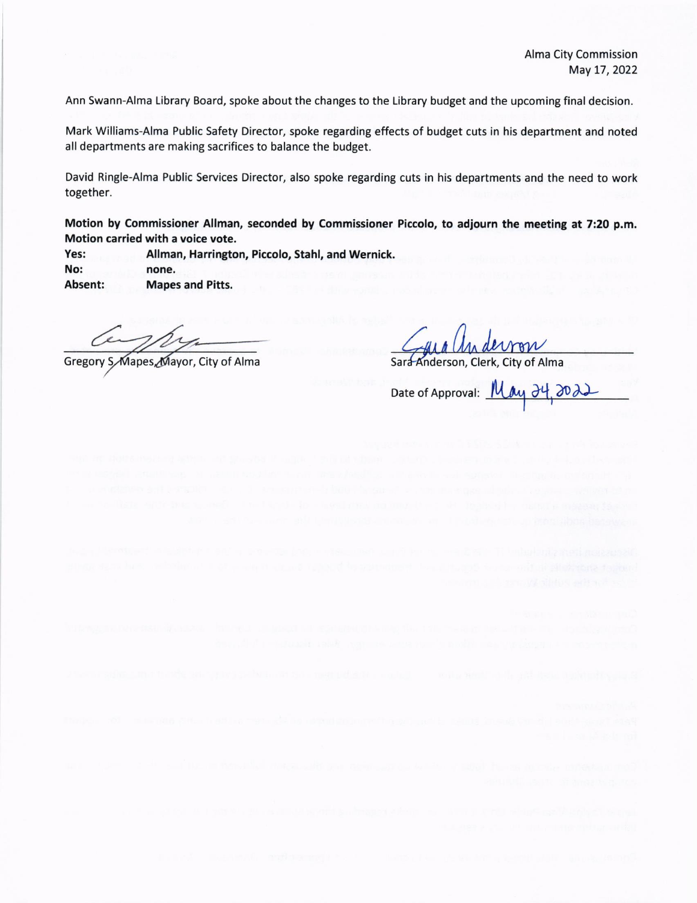Ann Swann-Alma Library Board, spoke about the changes to the Library budget and the upcoming final decision.

Mark Williams-Alma Public Safety Director, spoke regarding effects of budget cuts in his department and noted all departments are making sacrifices to balance the budget.

David Ringle-Alma Public Services Director, also spoke regarding cuts in his departments and the need to work together.

**Motion by Commissioner Allman, seconded by Commissioner Piccolo, to adjourn the meeting at 7:20 p.m. Motion carried with a voice vote.**

| | |
|---|---|
| **Yes:** | **Allman, Harrington, Piccolo, Stahl, and Wernick.** |
| **No:** | **none.** |
| **Absent:** | **Mapes and Pitts.** |

Gregory S. Mapes, Mayor, City of Alma

Sara Anderson, Clerk, City of Alma

Date of Approval: May 24, 2022